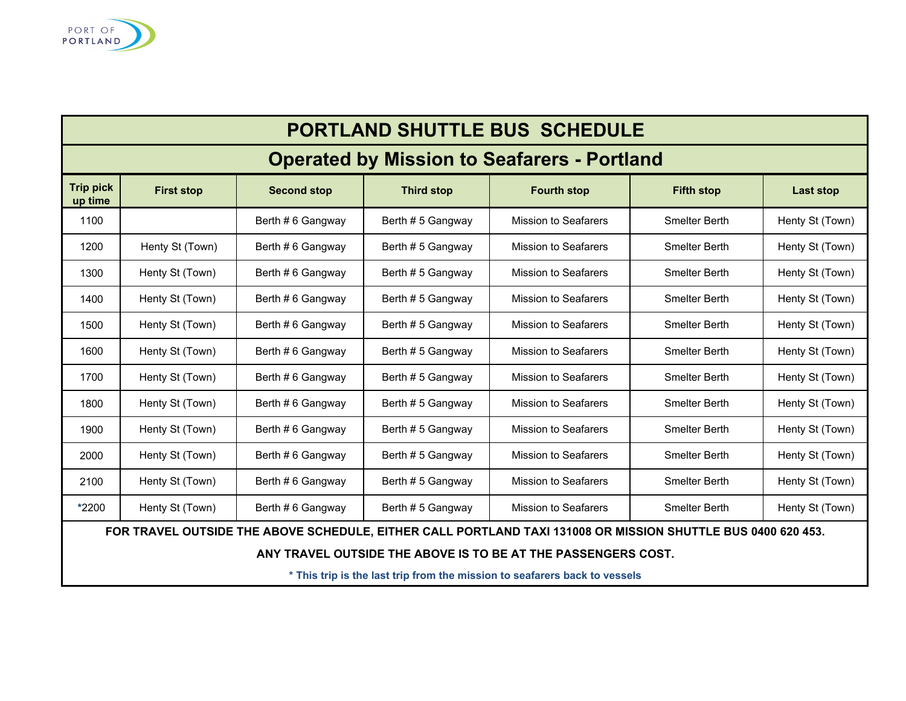PORT OF PORTLAND

# PORTLAND SHUTTLE BUS SCHEDULE

## Operated by Mission to Seafarers - Portland

| Trip pick up time | First stop | Second stop | Third stop | Fourth stop | Fifth stop | Last stop |
|---|---|---|---|---|---|---|
| 1100 | | Berth # 6 Gangway | Berth # 5 Gangway | Mission to Seafarers | Smelter Berth | Henty St (Town) |
| 1200 | Henty St (Town) | Berth # 6 Gangway | Berth # 5 Gangway | Mission to Seafarers | Smelter Berth | Henty St (Town) |
| 1300 | Henty St (Town) | Berth # 6 Gangway | Berth # 5 Gangway | Mission to Seafarers | Smelter Berth | Henty St (Town) |
| 1400 | Henty St (Town) | Berth # 6 Gangway | Berth # 5 Gangway | Mission to Seafarers | Smelter Berth | Henty St (Town) |
| 1500 | Henty St (Town) | Berth # 6 Gangway | Berth # 5 Gangway | Mission to Seafarers | Smelter Berth | Henty St (Town) |
| 1600 | Henty St (Town) | Berth # 6 Gangway | Berth # 5 Gangway | Mission to Seafarers | Smelter Berth | Henty St (Town) |
| 1700 | Henty St (Town) | Berth # 6 Gangway | Berth # 5 Gangway | Mission to Seafarers | Smelter Berth | Henty St (Town) |
| 1800 | Henty St (Town) | Berth # 6 Gangway | Berth # 5 Gangway | Mission to Seafarers | Smelter Berth | Henty St (Town) |
| 1900 | Henty St (Town) | Berth # 6 Gangway | Berth # 5 Gangway | Mission to Seafarers | Smelter Berth | Henty St (Town) |
| 2000 | Henty St (Town) | Berth # 6 Gangway | Berth # 5 Gangway | Mission to Seafarers | Smelter Berth | Henty St (Town) |
| 2100 | Henty St (Town) | Berth # 6 Gangway | Berth # 5 Gangway | Mission to Seafarers | Smelter Berth | Henty St (Town) |
| *2200 | Henty St (Town) | Berth # 6 Gangway | Berth # 5 Gangway | Mission to Seafarers | Smelter Berth | Henty St (Town) |

**FOR TRAVEL OUTSIDE THE ABOVE SCHEDULE, EITHER CALL PORTLAND TAXI 131008 OR MISSION SHUTTLE BUS 0400 620 453.**

**ANY TRAVEL OUTSIDE THE ABOVE IS TO BE AT THE PASSENGERS COST.**

**\* This trip is the last trip from the mission to seafarers back to vessels**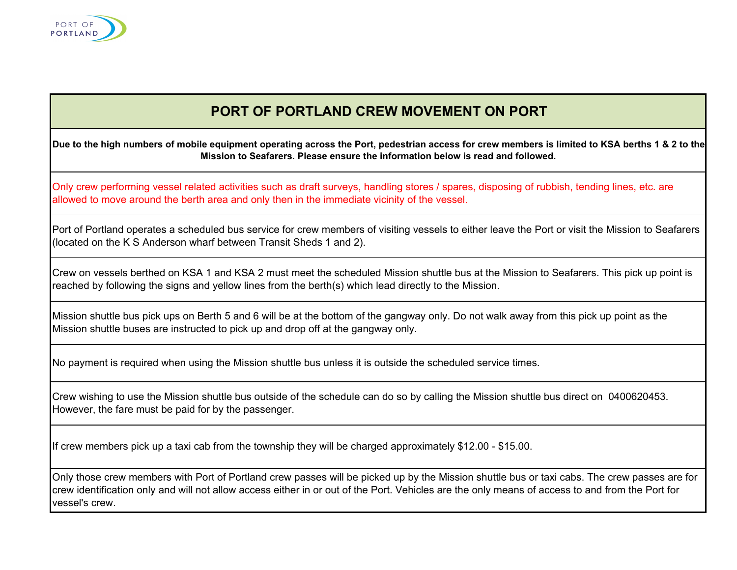# PORT OF PORTLAND CREW MOVEMENT ON PORT

**Due to the high numbers of mobile equipment operating across the Port, pedestrian access for crew members is limited to KSA berths 1 & 2 to the Mission to Seafarers. Please ensure the information below is read and followed.**

Only crew performing vessel related activities such as draft surveys, handling stores / spares, disposing of rubbish, tending lines, etc. are allowed to move around the berth area and only then in the immediate vicinity of the vessel.

Port of Portland operates a scheduled bus service for crew members of visiting vessels to either leave the Port or visit the Mission to Seafarers (located on the K S Anderson wharf between Transit Sheds 1 and 2).

Crew on vessels berthed on KSA 1 and KSA 2 must meet the scheduled Mission shuttle bus at the Mission to Seafarers. This pick up point is reached by following the signs and yellow lines from the berth(s) which lead directly to the Mission.

Mission shuttle bus pick ups on Berth 5 and 6 will be at the bottom of the gangway only. Do not walk away from this pick up point as the Mission shuttle buses are instructed to pick up and drop off at the gangway only.

No payment is required when using the Mission shuttle bus unless it is outside the scheduled service times.

Crew wishing to use the Mission shuttle bus outside of the schedule can do so by calling the Mission shuttle bus direct on 0400620453. However, the fare must be paid for by the passenger.

If crew members pick up a taxi cab from the township they will be charged approximately $12.00 - $15.00.

Only those crew members with Port of Portland crew passes will be picked up by the Mission shuttle bus or taxi cabs. The crew passes are for crew identification only and will not allow access either in or out of the Port. Vehicles are the only means of access to and from the Port for vessel's crew.